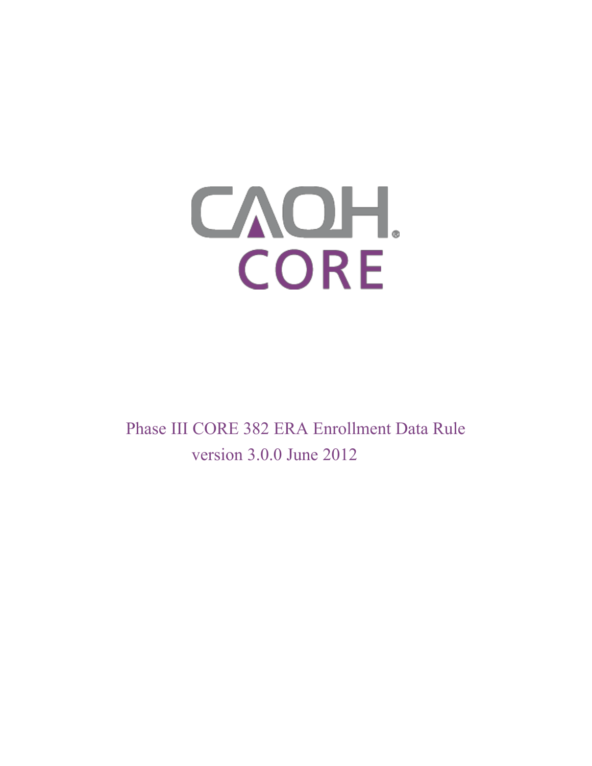CAQH

CORE

# Phase III CORE 382 ERA Enrollment Data Rule

version 3.0.0 June 2012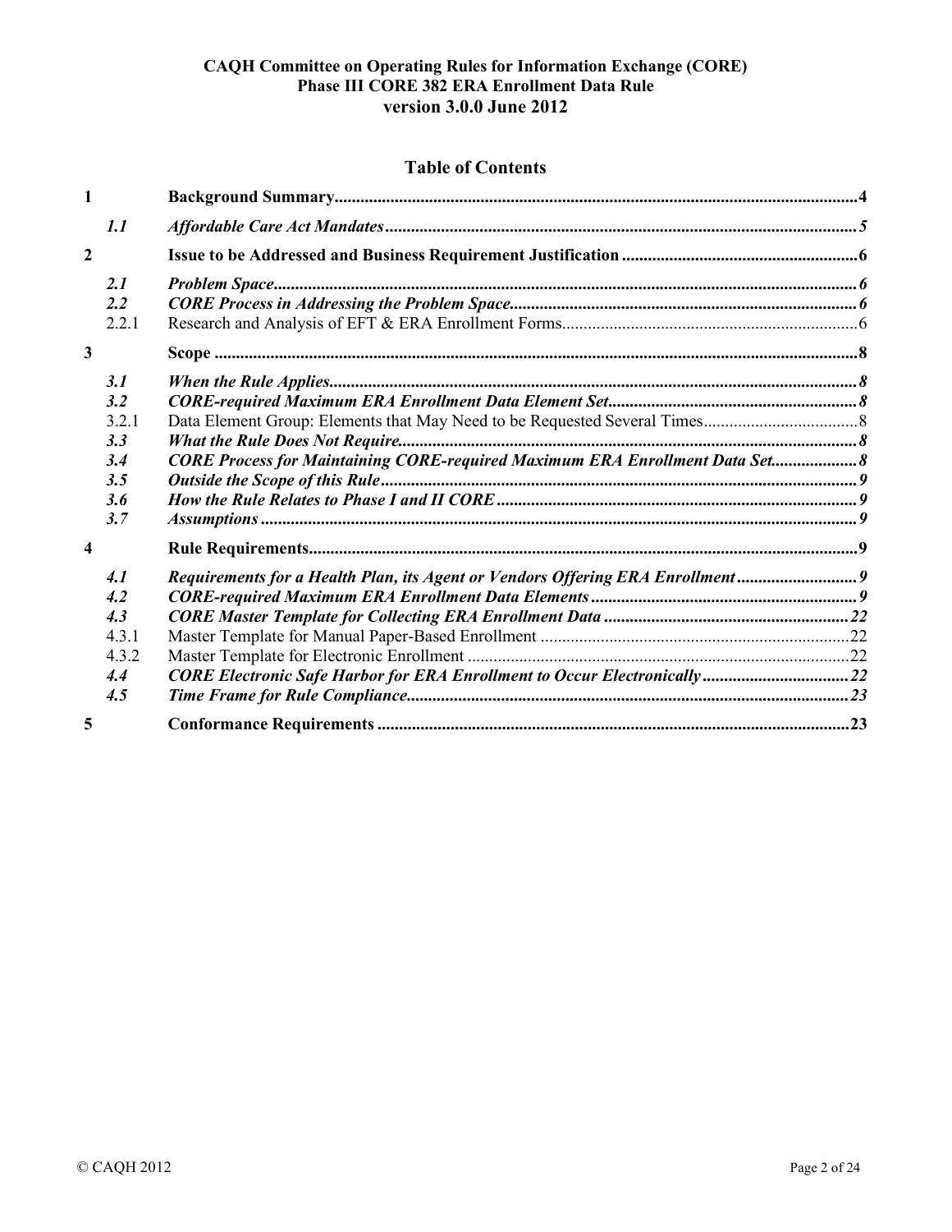# Table of Contents

| | | |
|---|---|---|
| **1** | **Background Summary** | **4** |
| *1.1* | ***Affordable Care Act Mandates*** | ***5*** |
| **2** | **Issue to be Addressed and Business Requirement Justification** | **6** |
| *2.1* | ***Problem Space*** | ***6*** |
| *2.2* | ***CORE Process in Addressing the Problem Space*** | ***6*** |
| 2.2.1 | Research and Analysis of EFT & ERA Enrollment Forms | 6 |
| **3** | **Scope** | **8** |
| *3.1* | ***When the Rule Applies*** | ***8*** |
| *3.2* | ***CORE-required Maximum ERA Enrollment Data Element Set*** | ***8*** |
| 3.2.1 | Data Element Group: Elements that May Need to be Requested Several Times | 8 |
| *3.3* | ***What the Rule Does Not Require*** | ***8*** |
| *3.4* | ***CORE Process for Maintaining CORE-required Maximum ERA Enrollment Data Set*** | ***8*** |
| *3.5* | ***Outside the Scope of this Rule*** | ***9*** |
| *3.6* | ***How the Rule Relates to Phase I and II CORE*** | ***9*** |
| *3.7* | ***Assumptions*** | ***9*** |
| **4** | **Rule Requirements** | **9** |
| *4.1* | ***Requirements for a Health Plan, its Agent or Vendors Offering ERA Enrollment*** | ***9*** |
| *4.2* | ***CORE-required Maximum ERA Enrollment Data Elements*** | ***9*** |
| *4.3* | ***CORE Master Template for Collecting ERA Enrollment Data*** | ***22*** |
| 4.3.1 | Master Template for Manual Paper-Based Enrollment | 22 |
| 4.3.2 | Master Template for Electronic Enrollment | 22 |
| *4.4* | ***CORE Electronic Safe Harbor for ERA Enrollment to Occur Electronically*** | ***22*** |
| *4.5* | ***Time Frame for Rule Compliance*** | ***23*** |
| **5** | **Conformance Requirements** | **23** |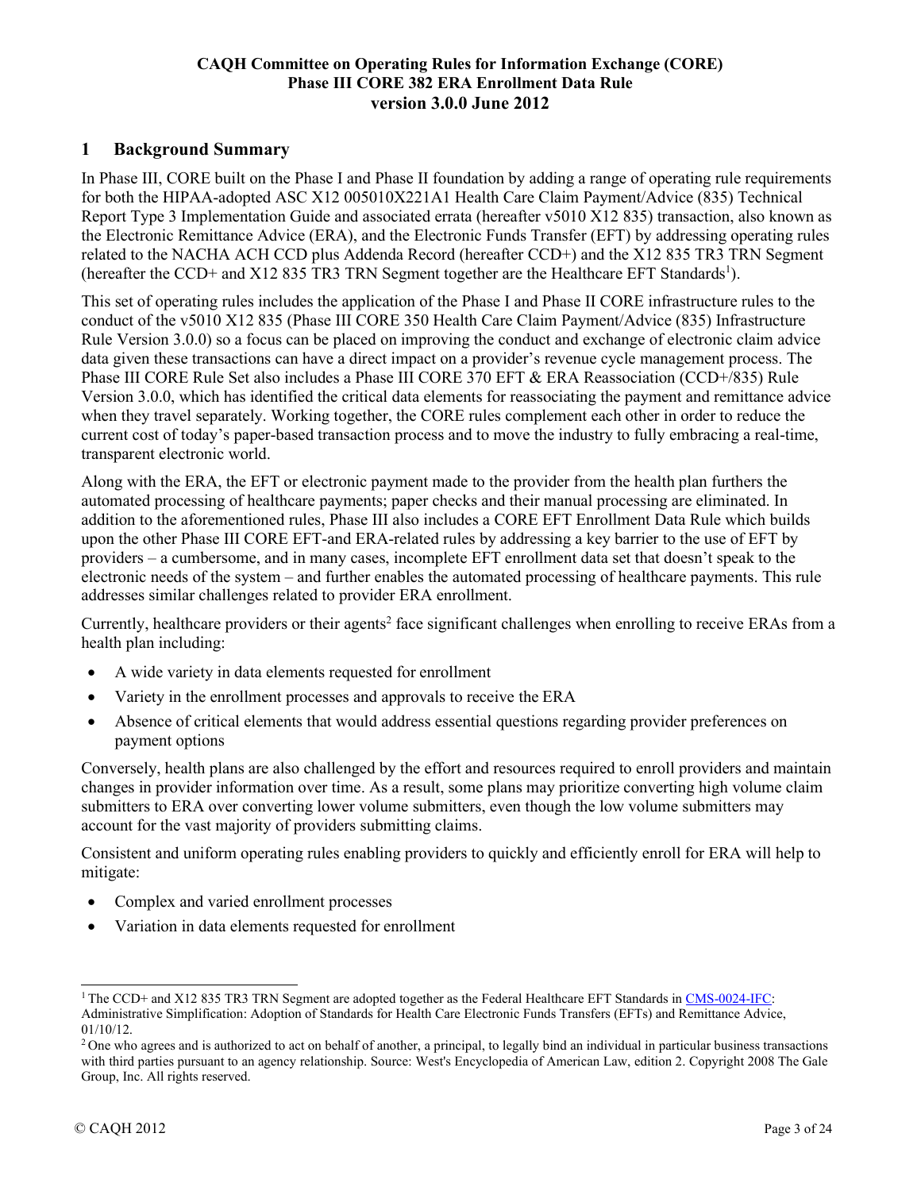**CAQH Committee on Operating Rules for Information Exchange (CORE)**
**Phase III CORE 382 ERA Enrollment Data Rule**
**version 3.0.0 June 2012**

## 1 Background Summary

In Phase III, CORE built on the Phase I and Phase II foundation by adding a range of operating rule requirements for both the HIPAA-adopted ASC X12 005010X221A1 Health Care Claim Payment/Advice (835) Technical Report Type 3 Implementation Guide and associated errata (hereafter v5010 X12 835) transaction, also known as the Electronic Remittance Advice (ERA), and the Electronic Funds Transfer (EFT) by addressing operating rules related to the NACHA ACH CCD plus Addenda Record (hereafter CCD+) and the X12 835 TR3 TRN Segment (hereafter the CCD+ and X12 835 TR3 TRN Segment together are the Healthcare EFT Standards[1]).

This set of operating rules includes the application of the Phase I and Phase II CORE infrastructure rules to the conduct of the v5010 X12 835 (Phase III CORE 350 Health Care Claim Payment/Advice (835) Infrastructure Rule Version 3.0.0) so a focus can be placed on improving the conduct and exchange of electronic claim advice data given these transactions can have a direct impact on a provider's revenue cycle management process. The Phase III CORE Rule Set also includes a Phase III CORE 370 EFT & ERA Reassociation (CCD+/835) Rule Version 3.0.0, which has identified the critical data elements for reassociating the payment and remittance advice when they travel separately. Working together, the CORE rules complement each other in order to reduce the current cost of today's paper-based transaction process and to move the industry to fully embracing a real-time, transparent electronic world.

Along with the ERA, the EFT or electronic payment made to the provider from the health plan furthers the automated processing of healthcare payments; paper checks and their manual processing are eliminated. In addition to the aforementioned rules, Phase III also includes a CORE EFT Enrollment Data Rule which builds upon the other Phase III CORE EFT-and ERA-related rules by addressing a key barrier to the use of EFT by providers – a cumbersome, and in many cases, incomplete EFT enrollment data set that doesn't speak to the electronic needs of the system – and further enables the automated processing of healthcare payments. This rule addresses similar challenges related to provider ERA enrollment.

Currently, healthcare providers or their agents[2] face significant challenges when enrolling to receive ERAs from a health plan including:

- A wide variety in data elements requested for enrollment
- Variety in the enrollment processes and approvals to receive the ERA
- Absence of critical elements that would address essential questions regarding provider preferences on payment options

Conversely, health plans are also challenged by the effort and resources required to enroll providers and maintain changes in provider information over time. As a result, some plans may prioritize converting high volume claim submitters to ERA over converting lower volume submitters, even though the low volume submitters may account for the vast majority of providers submitting claims.

Consistent and uniform operating rules enabling providers to quickly and efficiently enroll for ERA will help to mitigate:

- Complex and varied enrollment processes
- Variation in data elements requested for enrollment

---

[1] The CCD+ and X12 835 TR3 TRN Segment are adopted together as the Federal Healthcare EFT Standards in CMS-0024-IFC: Administrative Simplification: Adoption of Standards for Health Care Electronic Funds Transfers (EFTs) and Remittance Advice, 01/10/12.

[2] One who agrees and is authorized to act on behalf of another, a principal, to legally bind an individual in particular business transactions with third parties pursuant to an agency relationship. Source: West's Encyclopedia of American Law, edition 2. Copyright 2008 The Gale Group, Inc. All rights reserved.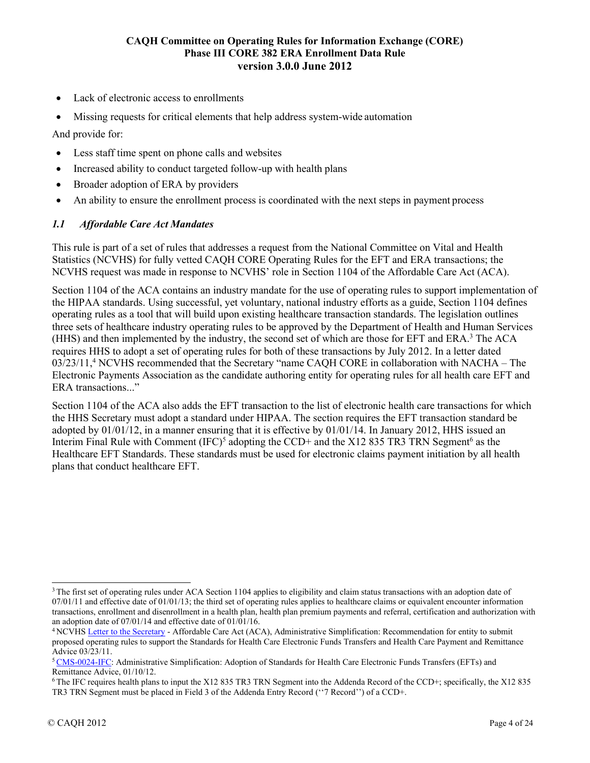- Lack of electronic access to enrollments
- Missing requests for critical elements that help address system-wide automation

And provide for:

- Less staff time spent on phone calls and websites
- Increased ability to conduct targeted follow-up with health plans
- Broader adoption of ERA by providers
- An ability to ensure the enrollment process is coordinated with the next steps in payment process

### *1.1 Affordable Care Act Mandates*

This rule is part of a set of rules that addresses a request from the National Committee on Vital and Health Statistics (NCVHS) for fully vetted CAQH CORE Operating Rules for the EFT and ERA transactions; the NCVHS request was made in response to NCVHS' role in Section 1104 of the Affordable Care Act (ACA).

Section 1104 of the ACA contains an industry mandate for the use of operating rules to support implementation of the HIPAA standards. Using successful, yet voluntary, national industry efforts as a guide, Section 1104 defines operating rules as a tool that will build upon existing healthcare transaction standards. The legislation outlines three sets of healthcare industry operating rules to be approved by the Department of Health and Human Services (HHS) and then implemented by the industry, the second set of which are those for EFT and ERA.[3] The ACA requires HHS to adopt a set of operating rules for both of these transactions by July 2012. In a letter dated 03/23/11,[4] NCVHS recommended that the Secretary "name CAQH CORE in collaboration with NACHA – The Electronic Payments Association as the candidate authoring entity for operating rules for all health care EFT and ERA transactions..."

Section 1104 of the ACA also adds the EFT transaction to the list of electronic health care transactions for which the HHS Secretary must adopt a standard under HIPAA. The section requires the EFT transaction standard be adopted by 01/01/12, in a manner ensuring that it is effective by 01/01/14. In January 2012, HHS issued an Interim Final Rule with Comment (IFC)[5] adopting the CCD+ and the X12 835 TR3 TRN Segment[6] as the Healthcare EFT Standards. These standards must be used for electronic claims payment initiation by all health plans that conduct healthcare EFT.

---

[3] The first set of operating rules under ACA Section 1104 applies to eligibility and claim status transactions with an adoption date of 07/01/11 and effective date of 01/01/13; the third set of operating rules applies to healthcare claims or equivalent encounter information transactions, enrollment and disenrollment in a health plan, health plan premium payments and referral, certification and authorization with an adoption date of 07/01/14 and effective date of 01/01/16.

[4] NCVHS Letter to the Secretary - Affordable Care Act (ACA), Administrative Simplification: Recommendation for entity to submit proposed operating rules to support the Standards for Health Care Electronic Funds Transfers and Health Care Payment and Remittance Advice 03/23/11.

[5] CMS-0024-IFC: Administrative Simplification: Adoption of Standards for Health Care Electronic Funds Transfers (EFTs) and Remittance Advice, 01/10/12.

[6] The IFC requires health plans to input the X12 835 TR3 TRN Segment into the Addenda Record of the CCD+; specifically, the X12 835 TR3 TRN Segment must be placed in Field 3 of the Addenda Entry Record (''7 Record'') of a CCD+.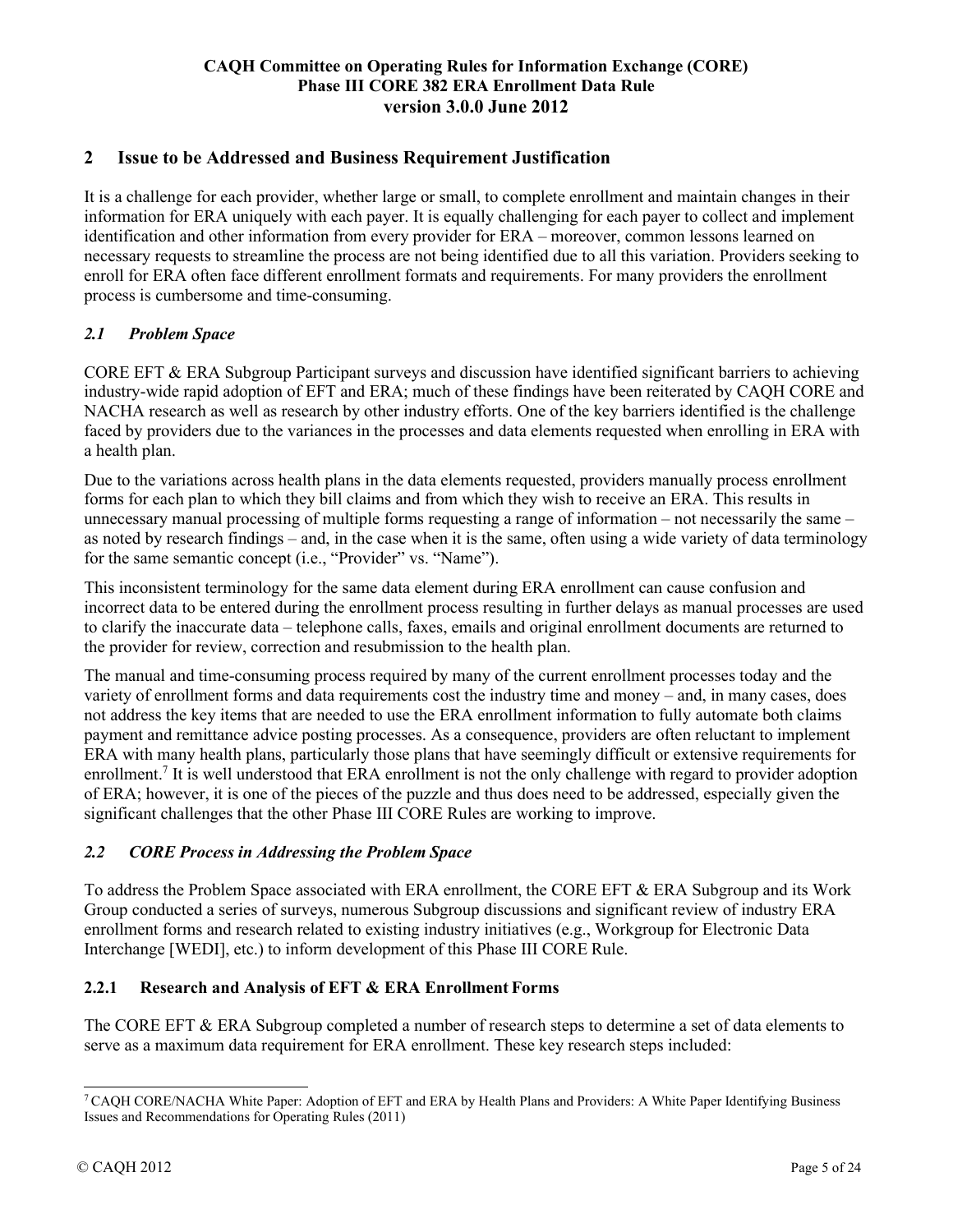## 2 Issue to be Addressed and Business Requirement Justification

It is a challenge for each provider, whether large or small, to complete enrollment and maintain changes in their information for ERA uniquely with each payer. It is equally challenging for each payer to collect and implement identification and other information from every provider for ERA – moreover, common lessons learned on necessary requests to streamline the process are not being identified due to all this variation. Providers seeking to enroll for ERA often face different enrollment formats and requirements. For many providers the enrollment process is cumbersome and time-consuming.

### *2.1 Problem Space*

CORE EFT & ERA Subgroup Participant surveys and discussion have identified significant barriers to achieving industry-wide rapid adoption of EFT and ERA; much of these findings have been reiterated by CAQH CORE and NACHA research as well as research by other industry efforts. One of the key barriers identified is the challenge faced by providers due to the variances in the processes and data elements requested when enrolling in ERA with a health plan.

Due to the variations across health plans in the data elements requested, providers manually process enrollment forms for each plan to which they bill claims and from which they wish to receive an ERA. This results in unnecessary manual processing of multiple forms requesting a range of information – not necessarily the same – as noted by research findings – and, in the case when it is the same, often using a wide variety of data terminology for the same semantic concept (i.e., "Provider" vs. "Name").

This inconsistent terminology for the same data element during ERA enrollment can cause confusion and incorrect data to be entered during the enrollment process resulting in further delays as manual processes are used to clarify the inaccurate data – telephone calls, faxes, emails and original enrollment documents are returned to the provider for review, correction and resubmission to the health plan.

The manual and time-consuming process required by many of the current enrollment processes today and the variety of enrollment forms and data requirements cost the industry time and money – and, in many cases, does not address the key items that are needed to use the ERA enrollment information to fully automate both claims payment and remittance advice posting processes. As a consequence, providers are often reluctant to implement ERA with many health plans, particularly those plans that have seemingly difficult or extensive requirements for enrollment.[7] It is well understood that ERA enrollment is not the only challenge with regard to provider adoption of ERA; however, it is one of the pieces of the puzzle and thus does need to be addressed, especially given the significant challenges that the other Phase III CORE Rules are working to improve.

### *2.2 CORE Process in Addressing the Problem Space*

To address the Problem Space associated with ERA enrollment, the CORE EFT & ERA Subgroup and its Work Group conducted a series of surveys, numerous Subgroup discussions and significant review of industry ERA enrollment forms and research related to existing industry initiatives (e.g., Workgroup for Electronic Data Interchange [WEDI], etc.) to inform development of this Phase III CORE Rule.

#### 2.2.1 Research and Analysis of EFT & ERA Enrollment Forms

The CORE EFT & ERA Subgroup completed a number of research steps to determine a set of data elements to serve as a maximum data requirement for ERA enrollment. These key research steps included:

[7] CAQH CORE/NACHA White Paper: Adoption of EFT and ERA by Health Plans and Providers: A White Paper Identifying Business Issues and Recommendations for Operating Rules (2011)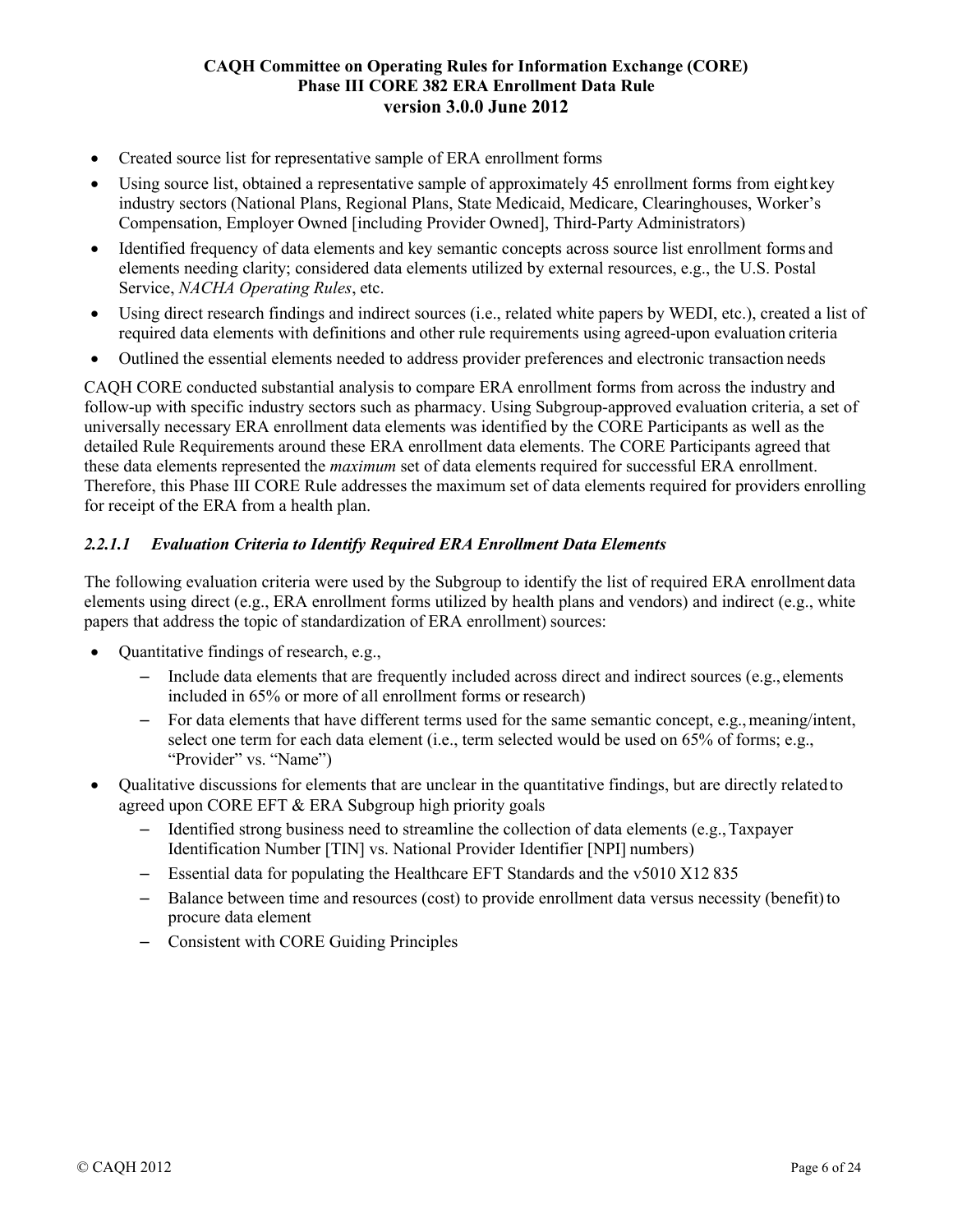- Created source list for representative sample of ERA enrollment forms
- Using source list, obtained a representative sample of approximately 45 enrollment forms from eight key industry sectors (National Plans, Regional Plans, State Medicaid, Medicare, Clearinghouses, Worker's Compensation, Employer Owned [including Provider Owned], Third-Party Administrators)
- Identified frequency of data elements and key semantic concepts across source list enrollment forms and elements needing clarity; considered data elements utilized by external resources, e.g., the U.S. Postal Service, *NACHA Operating Rules*, etc.
- Using direct research findings and indirect sources (i.e., related white papers by WEDI, etc.), created a list of required data elements with definitions and other rule requirements using agreed-upon evaluation criteria
- Outlined the essential elements needed to address provider preferences and electronic transaction needs

CAQH CORE conducted substantial analysis to compare ERA enrollment forms from across the industry and follow-up with specific industry sectors such as pharmacy. Using Subgroup-approved evaluation criteria, a set of universally necessary ERA enrollment data elements was identified by the CORE Participants as well as the detailed Rule Requirements around these ERA enrollment data elements. The CORE Participants agreed that these data elements represented the *maximum* set of data elements required for successful ERA enrollment. Therefore, this Phase III CORE Rule addresses the maximum set of data elements required for providers enrolling for receipt of the ERA from a health plan.

#### *2.2.1.1 Evaluation Criteria to Identify Required ERA Enrollment Data Elements*

The following evaluation criteria were used by the Subgroup to identify the list of required ERA enrollment data elements using direct (e.g., ERA enrollment forms utilized by health plans and vendors) and indirect (e.g., white papers that address the topic of standardization of ERA enrollment) sources:

- Quantitative findings of research, e.g.,
  - Include data elements that are frequently included across direct and indirect sources (e.g., elements included in 65% or more of all enrollment forms or research)
  - For data elements that have different terms used for the same semantic concept, e.g., meaning/intent, select one term for each data element (i.e., term selected would be used on 65% of forms; e.g., "Provider" vs. "Name")
- Qualitative discussions for elements that are unclear in the quantitative findings, but are directly related to agreed upon CORE EFT & ERA Subgroup high priority goals
  - Identified strong business need to streamline the collection of data elements (e.g., Taxpayer Identification Number [TIN] vs. National Provider Identifier [NPI] numbers)
  - Essential data for populating the Healthcare EFT Standards and the v5010 X12 835
  - Balance between time and resources (cost) to provide enrollment data versus necessity (benefit) to procure data element
  - Consistent with CORE Guiding Principles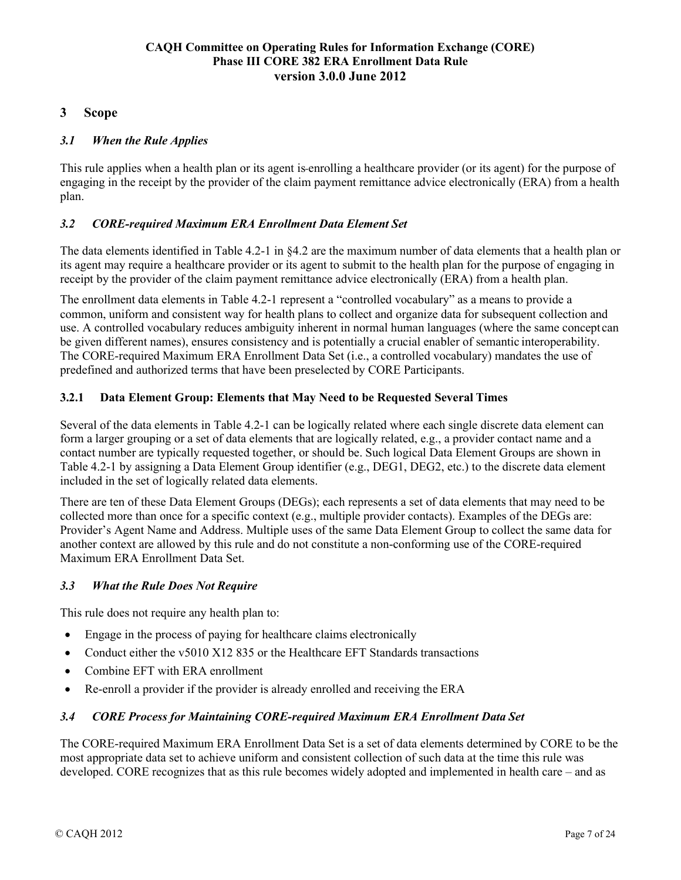## 3 Scope

### *3.1 When the Rule Applies*

This rule applies when a health plan or its agent is enrolling a healthcare provider (or its agent) for the purpose of engaging in the receipt by the provider of the claim payment remittance advice electronically (ERA) from a health plan.

### *3.2 CORE-required Maximum ERA Enrollment Data Element Set*

The data elements identified in Table 4.2-1 in §4.2 are the maximum number of data elements that a health plan or its agent may require a healthcare provider or its agent to submit to the health plan for the purpose of engaging in receipt by the provider of the claim payment remittance advice electronically (ERA) from a health plan.

The enrollment data elements in Table 4.2-1 represent a "controlled vocabulary" as a means to provide a common, uniform and consistent way for health plans to collect and organize data for subsequent collection and use. A controlled vocabulary reduces ambiguity inherent in normal human languages (where the same concept can be given different names), ensures consistency and is potentially a crucial enabler of semantic interoperability. The CORE-required Maximum ERA Enrollment Data Set (i.e., a controlled vocabulary) mandates the use of predefined and authorized terms that have been preselected by CORE Participants.

#### 3.2.1 Data Element Group: Elements that May Need to be Requested Several Times

Several of the data elements in Table 4.2-1 can be logically related where each single discrete data element can form a larger grouping or a set of data elements that are logically related, e.g., a provider contact name and a contact number are typically requested together, or should be. Such logical Data Element Groups are shown in Table 4.2-1 by assigning a Data Element Group identifier (e.g., DEG1, DEG2, etc.) to the discrete data element included in the set of logically related data elements.

There are ten of these Data Element Groups (DEGs); each represents a set of data elements that may need to be collected more than once for a specific context (e.g., multiple provider contacts). Examples of the DEGs are: Provider's Agent Name and Address. Multiple uses of the same Data Element Group to collect the same data for another context are allowed by this rule and do not constitute a non-conforming use of the CORE-required Maximum ERA Enrollment Data Set.

### *3.3 What the Rule Does Not Require*

This rule does not require any health plan to:

- Engage in the process of paying for healthcare claims electronically
- Conduct either the v5010 X12 835 or the Healthcare EFT Standards transactions
- Combine EFT with ERA enrollment
- Re-enroll a provider if the provider is already enrolled and receiving the ERA

### *3.4 CORE Process for Maintaining CORE-required Maximum ERA Enrollment Data Set*

The CORE-required Maximum ERA Enrollment Data Set is a set of data elements determined by CORE to be the most appropriate data set to achieve uniform and consistent collection of such data at the time this rule was developed. CORE recognizes that as this rule becomes widely adopted and implemented in health care – and as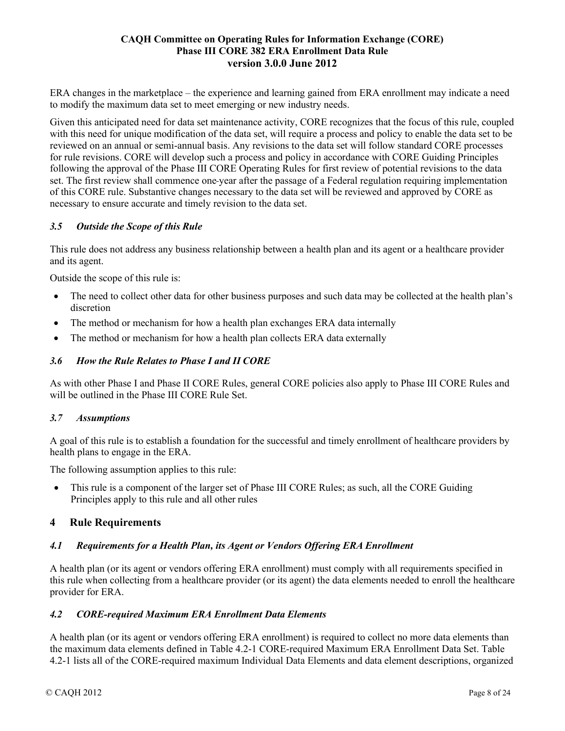ERA changes in the marketplace – the experience and learning gained from ERA enrollment may indicate a need to modify the maximum data set to meet emerging or new industry needs.

Given this anticipated need for data set maintenance activity, CORE recognizes that the focus of this rule, coupled with this need for unique modification of the data set, will require a process and policy to enable the data set to be reviewed on an annual or semi-annual basis. Any revisions to the data set will follow standard CORE processes for rule revisions. CORE will develop such a process and policy in accordance with CORE Guiding Principles following the approval of the Phase III CORE Operating Rules for first review of potential revisions to the data set. The first review shall commence one-year after the passage of a Federal regulation requiring implementation of this CORE rule. Substantive changes necessary to the data set will be reviewed and approved by CORE as necessary to ensure accurate and timely revision to the data set.

### *3.5 Outside the Scope of this Rule*

This rule does not address any business relationship between a health plan and its agent or a healthcare provider and its agent.

Outside the scope of this rule is:

- The need to collect other data for other business purposes and such data may be collected at the health plan's discretion
- The method or mechanism for how a health plan exchanges ERA data internally
- The method or mechanism for how a health plan collects ERA data externally

### *3.6 How the Rule Relates to Phase I and II CORE*

As with other Phase I and Phase II CORE Rules, general CORE policies also apply to Phase III CORE Rules and will be outlined in the Phase III CORE Rule Set.

### *3.7 Assumptions*

A goal of this rule is to establish a foundation for the successful and timely enrollment of healthcare providers by health plans to engage in the ERA.

The following assumption applies to this rule:

- This rule is a component of the larger set of Phase III CORE Rules; as such, all the CORE Guiding Principles apply to this rule and all other rules

## 4 Rule Requirements

### *4.1 Requirements for a Health Plan, its Agent or Vendors Offering ERA Enrollment*

A health plan (or its agent or vendors offering ERA enrollment) must comply with all requirements specified in this rule when collecting from a healthcare provider (or its agent) the data elements needed to enroll the healthcare provider for ERA.

### *4.2 CORE-required Maximum ERA Enrollment Data Elements*

A health plan (or its agent or vendors offering ERA enrollment) is required to collect no more data elements than the maximum data elements defined in Table 4.2-1 CORE-required Maximum ERA Enrollment Data Set. Table 4.2-1 lists all of the CORE-required maximum Individual Data Elements and data element descriptions, organized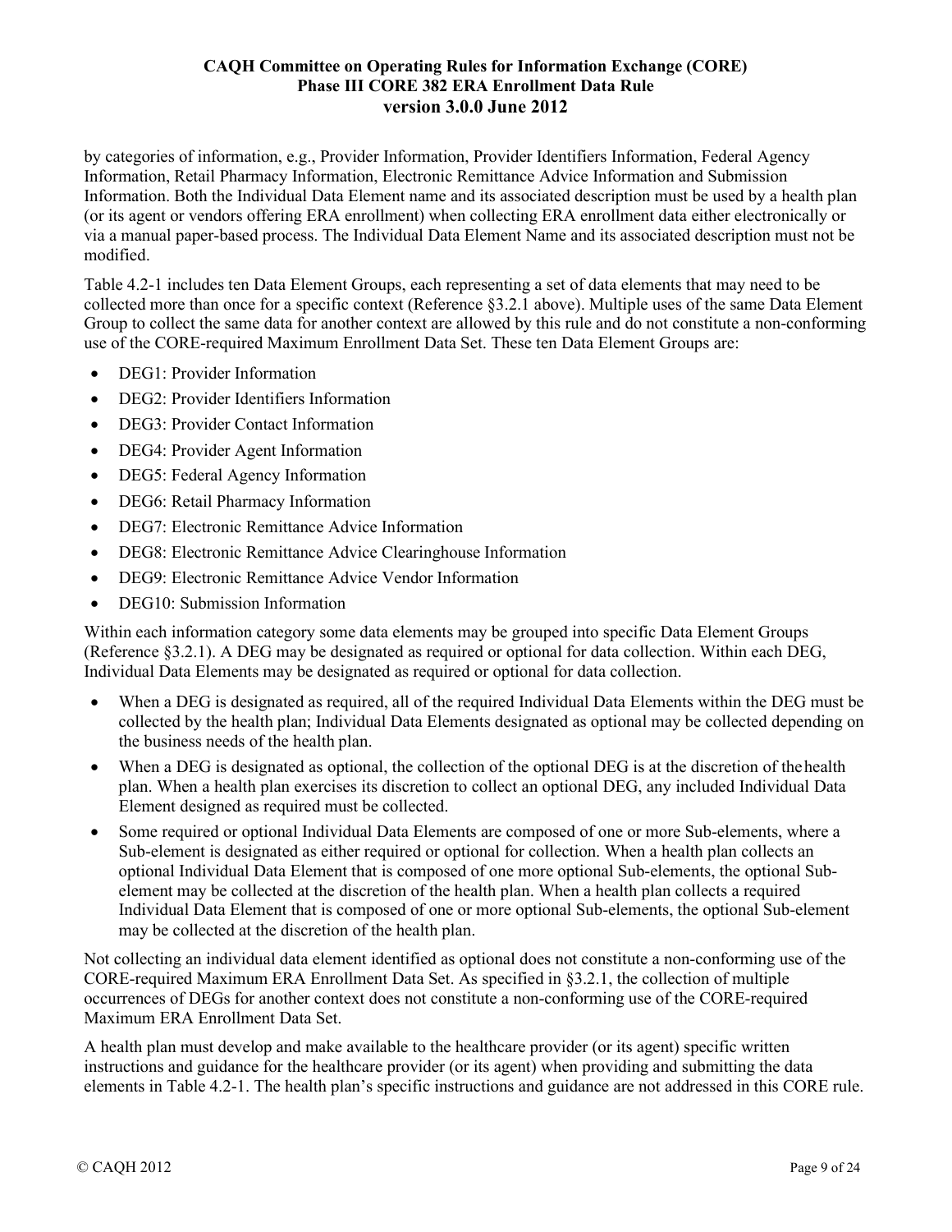by categories of information, e.g., Provider Information, Provider Identifiers Information, Federal Agency Information, Retail Pharmacy Information, Electronic Remittance Advice Information and Submission Information. Both the Individual Data Element name and its associated description must be used by a health plan (or its agent or vendors offering ERA enrollment) when collecting ERA enrollment data either electronically or via a manual paper-based process. The Individual Data Element Name and its associated description must not be modified.

Table 4.2-1 includes ten Data Element Groups, each representing a set of data elements that may need to be collected more than once for a specific context (Reference §3.2.1 above). Multiple uses of the same Data Element Group to collect the same data for another context are allowed by this rule and do not constitute a non-conforming use of the CORE-required Maximum Enrollment Data Set. These ten Data Element Groups are:

- DEG1: Provider Information
- DEG2: Provider Identifiers Information
- DEG3: Provider Contact Information
- DEG4: Provider Agent Information
- DEG5: Federal Agency Information
- DEG6: Retail Pharmacy Information
- DEG7: Electronic Remittance Advice Information
- DEG8: Electronic Remittance Advice Clearinghouse Information
- DEG9: Electronic Remittance Advice Vendor Information
- DEG10: Submission Information

Within each information category some data elements may be grouped into specific Data Element Groups (Reference §3.2.1). A DEG may be designated as required or optional for data collection. Within each DEG, Individual Data Elements may be designated as required or optional for data collection.

- When a DEG is designated as required, all of the required Individual Data Elements within the DEG must be collected by the health plan; Individual Data Elements designated as optional may be collected depending on the business needs of the health plan.
- When a DEG is designated as optional, the collection of the optional DEG is at the discretion of the health plan. When a health plan exercises its discretion to collect an optional DEG, any included Individual Data Element designed as required must be collected.
- Some required or optional Individual Data Elements are composed of one or more Sub-elements, where a Sub-element is designated as either required or optional for collection. When a health plan collects an optional Individual Data Element that is composed of one more optional Sub-elements, the optional Sub-element may be collected at the discretion of the health plan. When a health plan collects a required Individual Data Element that is composed of one or more optional Sub-elements, the optional Sub-element may be collected at the discretion of the health plan.

Not collecting an individual data element identified as optional does not constitute a non-conforming use of the CORE-required Maximum ERA Enrollment Data Set. As specified in §3.2.1, the collection of multiple occurrences of DEGs for another context does not constitute a non-conforming use of the CORE-required Maximum ERA Enrollment Data Set.

A health plan must develop and make available to the healthcare provider (or its agent) specific written instructions and guidance for the healthcare provider (or its agent) when providing and submitting the data elements in Table 4.2-1. The health plan's specific instructions and guidance are not addressed in this CORE rule.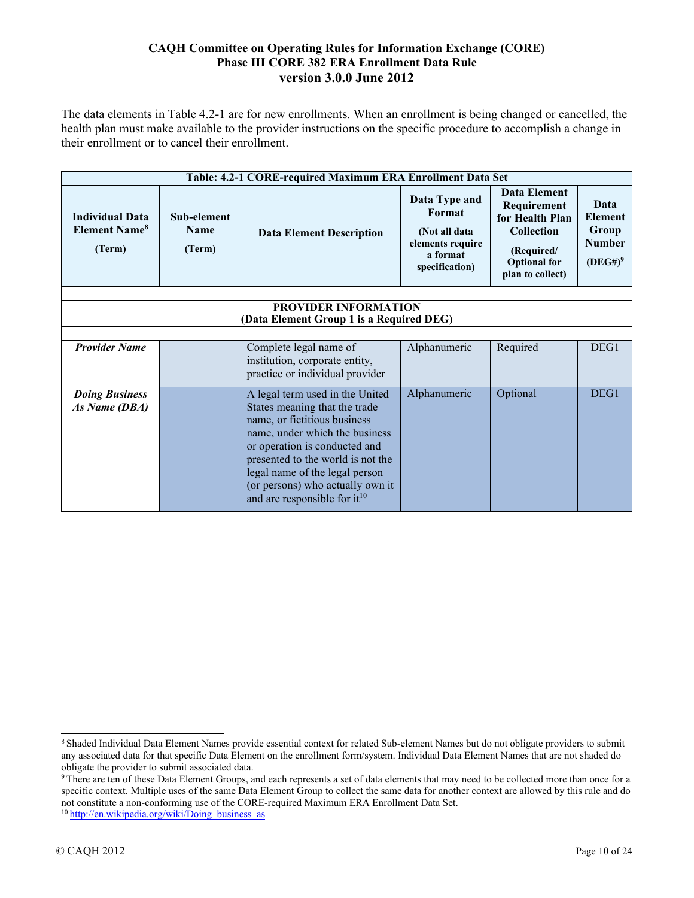The data elements in Table 4.2-1 are for new enrollments. When an enrollment is being changed or cancelled, the health plan must make available to the provider instructions on the specific procedure to accomplish a change in their enrollment or to cancel their enrollment.

| Table: 4.2-1 CORE-required Maximum ERA Enrollment Data Set | | | | | |
|---|---|---|---|---|---|
| **Individual Data Element Name[8] (Term)** | **Sub-element Name (Term)** | **Data Element Description** | **Data Type and Format** (Not all data elements require a format specification) | **Data Element Requirement for Health Plan Collection** (Required/ Optional for plan to collect) | **Data Element Group Number (DEG#)[9]** |
| | | | | | |
| **PROVIDER INFORMATION (Data Element Group 1 is a Required DEG)** | | | | | |
| | | | | | |
| ***Provider Name*** | | Complete legal name of institution, corporate entity, practice or individual provider | Alphanumeric | Required | DEG1 |
| ***Doing Business As Name (DBA)*** | | A legal term used in the United States meaning that the trade name, or fictitious business name, under which the business or operation is conducted and presented to the world is not the legal name of the legal person (or persons) who actually own it and are responsible for it[10] | Alphanumeric | Optional | DEG1 |

[8] Shaded Individual Data Element Names provide essential context for related Sub-element Names but do not obligate providers to submit any associated data for that specific Data Element on the enrollment form/system. Individual Data Element Names that are not shaded do obligate the provider to submit associated data.

[9] There are ten of these Data Element Groups, and each represents a set of data elements that may need to be collected more than once for a specific context. Multiple uses of the same Data Element Group to collect the same data for another context are allowed by this rule and do not constitute a non-conforming use of the CORE-required Maximum ERA Enrollment Data Set.

[10] http://en.wikipedia.org/wiki/Doing_business_as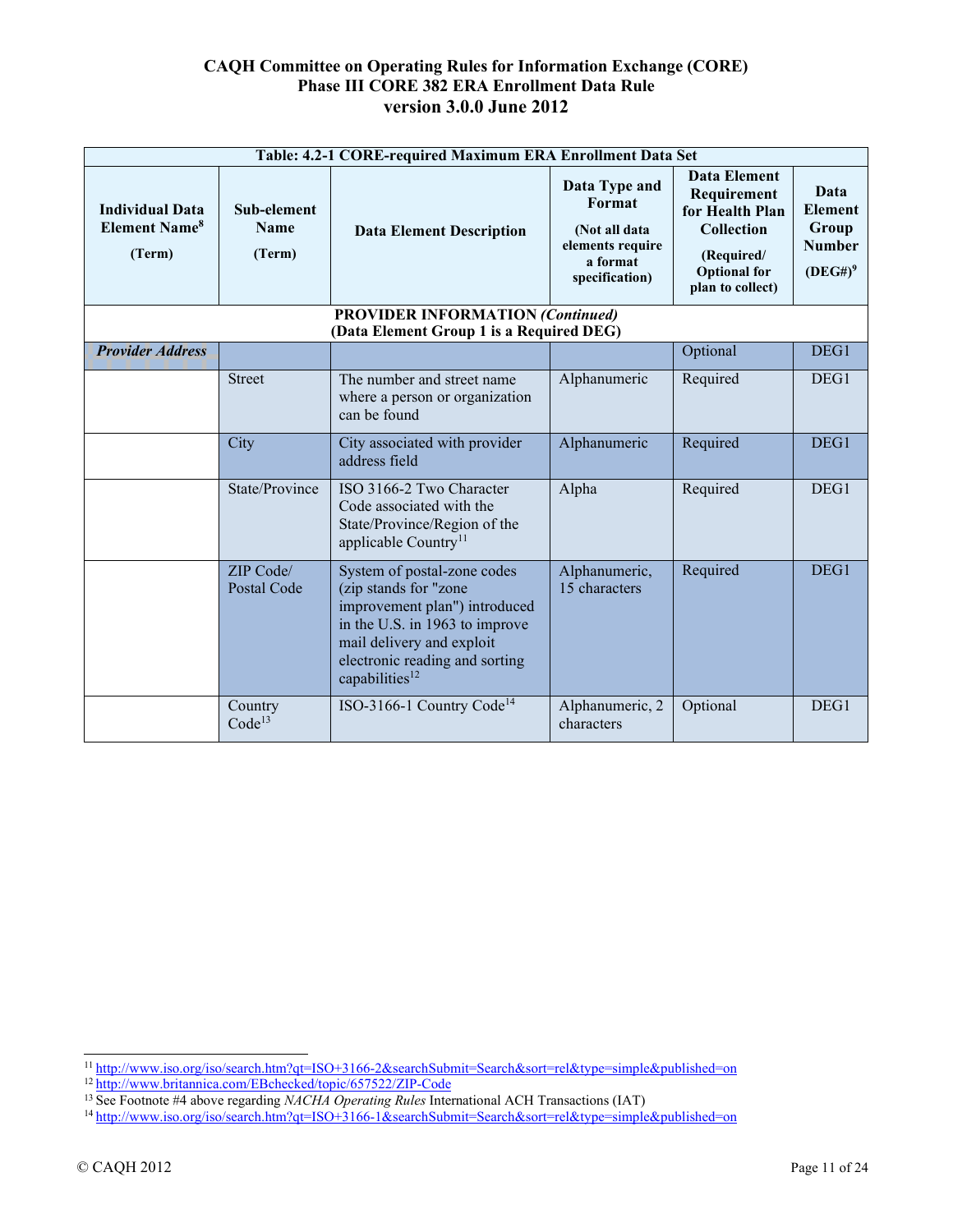| Table: 4.2-1 CORE-required Maximum ERA Enrollment Data Set | | | | | |
|---|---|---|---|---|---|
| **Individual Data Element Name[8] (Term)** | **Sub-element Name (Term)** | **Data Element Description** | **Data Type and Format (Not all data elements require a format specification)** | **Data Element Requirement for Health Plan Collection (Required/ Optional for plan to collect)** | **Data Element Group Number (DEG#)[9]** |
| **PROVIDER INFORMATION *(Continued)* (Data Element Group 1 is a Required DEG)** | | | | | |
| ***Provider Address*** | | | | Optional | DEG1 |
| | Street | The number and street name where a person or organization can be found | Alphanumeric | Required | DEG1 |
| | City | City associated with provider address field | Alphanumeric | Required | DEG1 |
| | State/Province | ISO 3166-2 Two Character Code associated with the State/Province/Region of the applicable Country[11] | Alpha | Required | DEG1 |
| | ZIP Code/ Postal Code | System of postal-zone codes (zip stands for "zone improvement plan") introduced in the U.S. in 1963 to improve mail delivery and exploit electronic reading and sorting capabilities[12] | Alphanumeric, 15 characters | Required | DEG1 |
| | Country Code[13] | ISO-3166-1 Country Code[14] | Alphanumeric, 2 characters | Optional | DEG1 |

---

[11] http://www.iso.org/iso/search.htm?qt=ISO+3166-2&searchSubmit=Search&sort=rel&type=simple&published=on
[12] http://www.britannica.com/EBchecked/topic/657522/ZIP-Code
[13] See Footnote #4 above regarding *NACHA Operating Rules* International ACH Transactions (IAT)
[14] http://www.iso.org/iso/search.htm?qt=ISO+3166-1&searchSubmit=Search&sort=rel&type=simple&published=on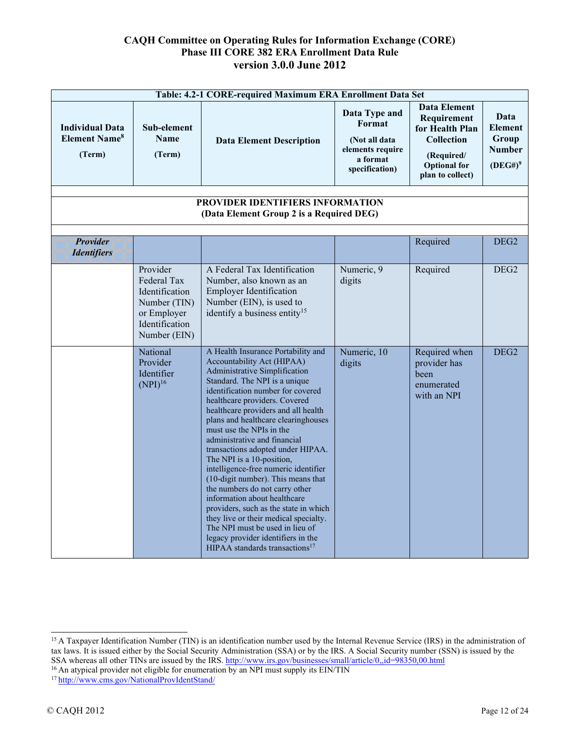| Table: 4.2-1 CORE-required Maximum ERA Enrollment Data Set | | | | | |
|---|---|---|---|---|---|
| **Individual Data Element Name[8] (Term)** | **Sub-element Name (Term)** | **Data Element Description** | **Data Type and Format (Not all data elements require a format specification)** | **Data Element Requirement for Health Plan Collection (Required/ Optional for plan to collect)** | **Data Element Group Number (DEG#)[9]** |
| | | | | | |
| **PROVIDER IDENTIFIERS INFORMATION (Data Element Group 2 is a Required DEG)** | | | | | |
| | | | | | |
| ***Provider Identifiers*** | | | | Required | DEG2 |
| | Provider Federal Tax Identification Number (TIN) or Employer Identification Number (EIN) | A Federal Tax Identification Number, also known as an Employer Identification Number (EIN), is used to identify a business entity[15] | Numeric, 9 digits | Required | DEG2 |
| | National Provider Identifier (NPI)[16] | A Health Insurance Portability and Accountability Act (HIPAA) Administrative Simplification Standard. The NPI is a unique identification number for covered healthcare providers. Covered healthcare providers and all health plans and healthcare clearinghouses must use the NPIs in the administrative and financial transactions adopted under HIPAA. The NPI is a 10-position, intelligence-free numeric identifier (10-digit number). This means that the numbers do not carry other information about healthcare providers, such as the state in which they live or their medical specialty. The NPI must be used in lieu of legacy provider identifiers in the HIPAA standards transactions[17] | Numeric, 10 digits | Required when provider has been enumerated with an NPI | DEG2 |

[15] A Taxpayer Identification Number (TIN) is an identification number used by the Internal Revenue Service (IRS) in the administration of tax laws. It is issued either by the Social Security Administration (SSA) or by the IRS. A Social Security number (SSN) is issued by the SSA whereas all other TINs are issued by the IRS. http://www.irs.gov/businesses/small/article/0,,id=98350,00.html

[16] An atypical provider not eligible for enumeration by an NPI must supply its EIN/TIN

[17] http://www.cms.gov/NationalProvIdentStand/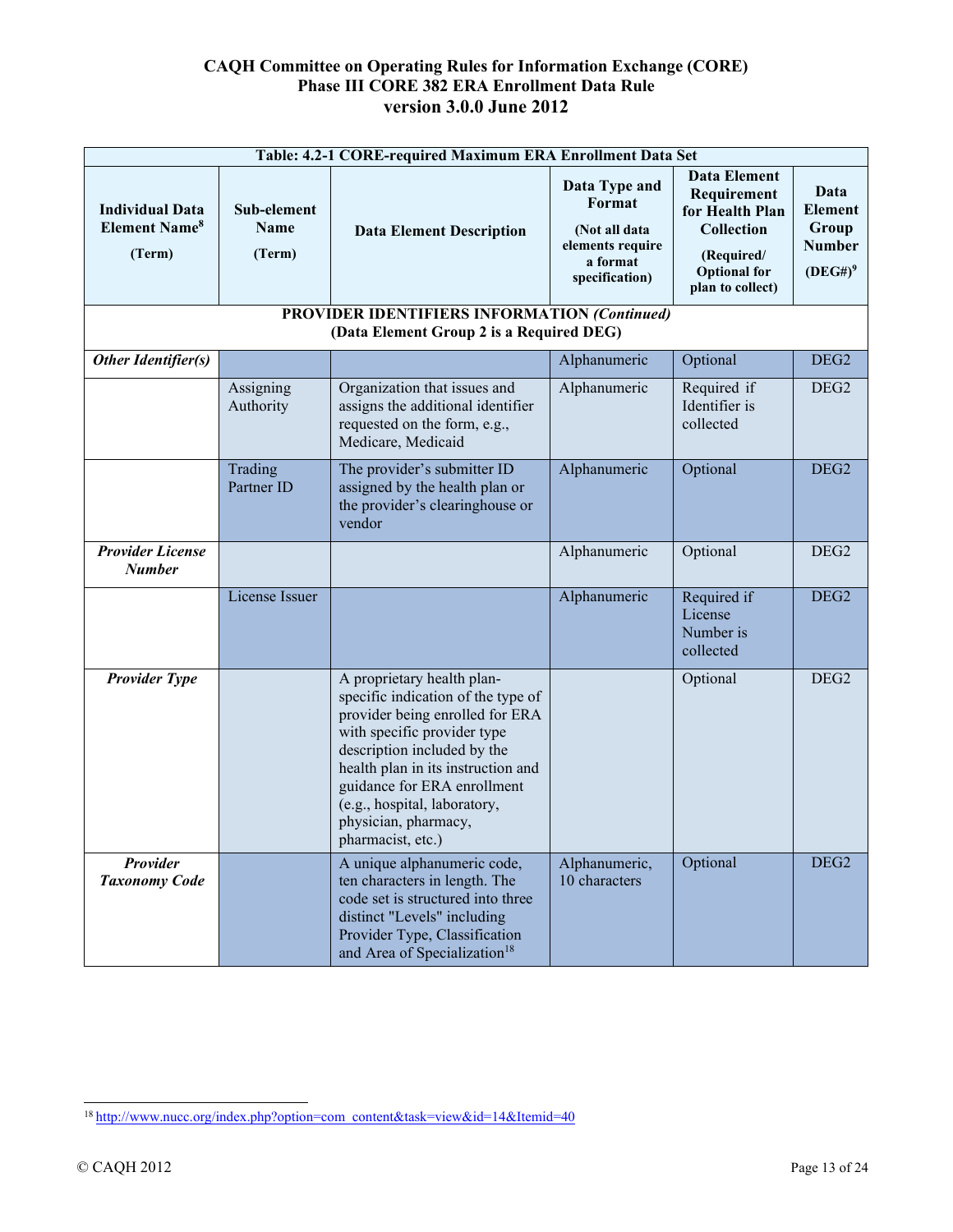**CAQH Committee on Operating Rules for Information Exchange (CORE)**
**Phase III CORE 382 ERA Enrollment Data Rule**
**version 3.0.0 June 2012**

| Table: 4.2-1 CORE-required Maximum ERA Enrollment Data Set | | | | | |
|---|---|---|---|---|---|
| **Individual Data Element Name[8] (Term)** | **Sub-element Name (Term)** | **Data Element Description** | **Data Type and Format (Not all data elements require a format specification)** | **Data Element Requirement for Health Plan Collection (Required/ Optional for plan to collect)** | **Data Element Group Number (DEG#)[9]** |
| **PROVIDER IDENTIFIERS INFORMATION *(Continued)* (Data Element Group 2 is a Required DEG)** | | | | | |
| ***Other Identifier(s)*** | | | Alphanumeric | Optional | DEG2 |
| | Assigning Authority | Organization that issues and assigns the additional identifier requested on the form, e.g., Medicare, Medicaid | Alphanumeric | Required if Identifier is collected | DEG2 |
| | Trading Partner ID | The provider's submitter ID assigned by the health plan or the provider's clearinghouse or vendor | Alphanumeric | Optional | DEG2 |
| ***Provider License Number*** | | | Alphanumeric | Optional | DEG2 |
| | License Issuer | | Alphanumeric | Required if License Number is collected | DEG2 |
| ***Provider Type*** | | A proprietary health plan-specific indication of the type of provider being enrolled for ERA with specific provider type description included by the health plan in its instruction and guidance for ERA enrollment (e.g., hospital, laboratory, physician, pharmacy, pharmacist, etc.) | | Optional | DEG2 |
| ***Provider Taxonomy Code*** | | A unique alphanumeric code, ten characters in length. The code set is structured into three distinct "Levels" including Provider Type, Classification and Area of Specialization[18] | Alphanumeric, 10 characters | Optional | DEG2 |

[18] http://www.nucc.org/index.php?option=com_content&task=view&id=14&Itemid=40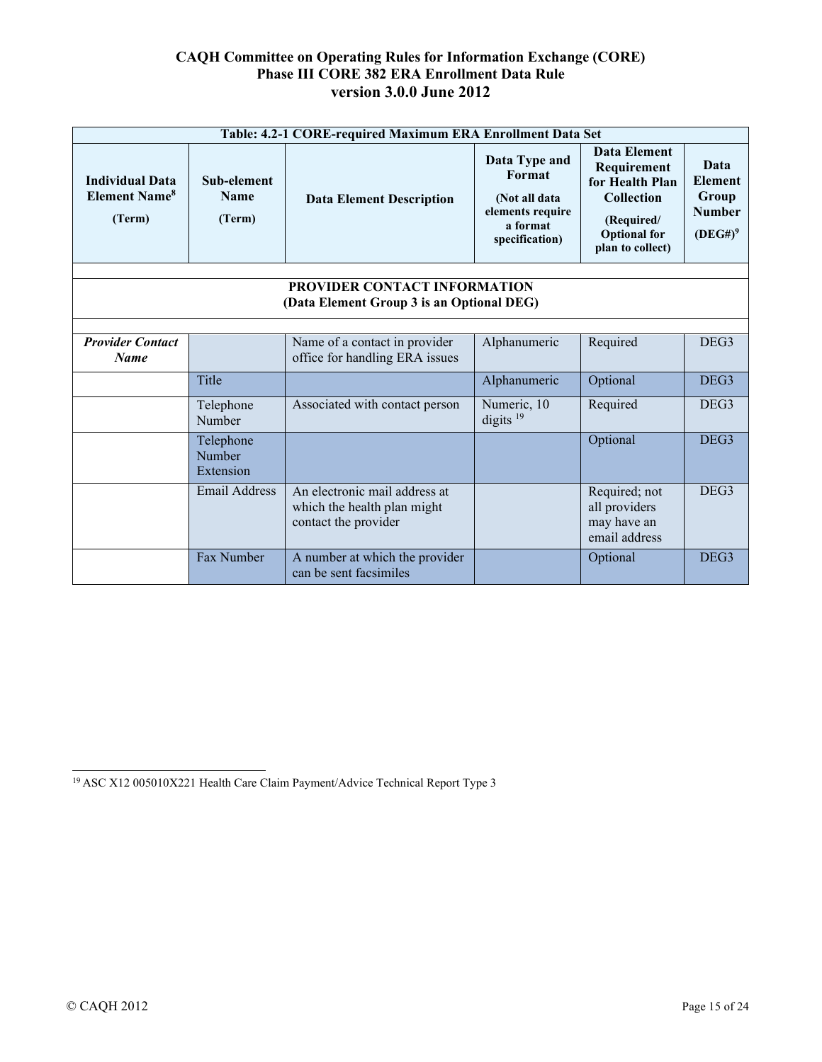| Table: 4.2-1 CORE-required Maximum ERA Enrollment Data Set | | | | | |
|---|---|---|---|---|---|
| **Individual Data Element Name[8] (Term)** | **Sub-element Name (Term)** | **Data Element Description** | **Data Type and Format (Not all data elements require a format specification)** | **Data Element Requirement for Health Plan Collection (Required/ Optional for plan to collect)** | **Data Element Group Number (DEG#)[9]** |
| | | | | | |
| **PROVIDER CONTACT INFORMATION (Data Element Group 3 is an Optional DEG)** | | | | | |
| | | | | | |
| ***Provider Contact Name*** | | Name of a contact in provider office for handling ERA issues | Alphanumeric | Required | DEG3 |
| | Title | | Alphanumeric | Optional | DEG3 |
| | Telephone Number | Associated with contact person | Numeric, 10 digits [19] | Required | DEG3 |
| | Telephone Number Extension | | | Optional | DEG3 |
| | Email Address | An electronic mail address at which the health plan might contact the provider | | Required; not all providers may have an email address | DEG3 |
| | Fax Number | A number at which the provider can be sent facsimiles | | Optional | DEG3 |

[19] ASC X12 005010X221 Health Care Claim Payment/Advice Technical Report Type 3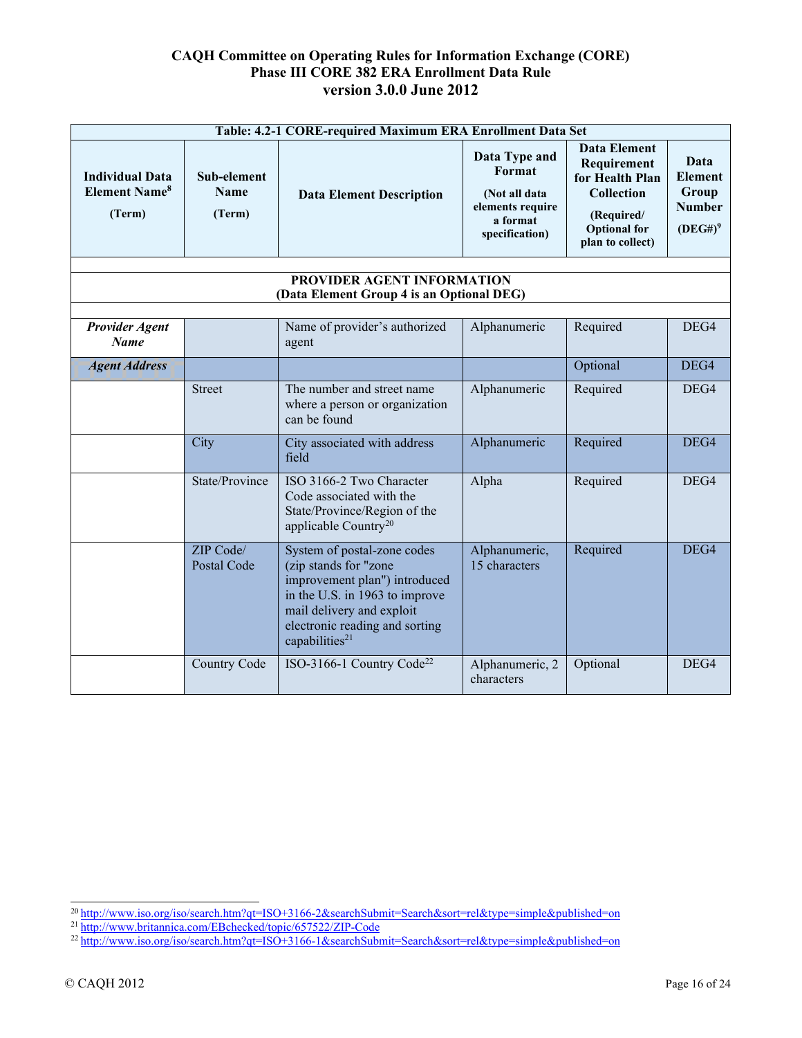| Table: 4.2-1 CORE-required Maximum ERA Enrollment Data Set | | | | | |
|---|---|---|---|---|---|
| **Individual Data Element Name[8]** **(Term)** | **Sub-element Name** **(Term)** | **Data Element Description** | **Data Type and Format** **(Not all data elements require a format specification)** | **Data Element Requirement for Health Plan Collection** **(Required/ Optional for plan to collect)** | **Data Element Group Number** **(DEG#)[9]** |
| | | | | | |
| **PROVIDER AGENT INFORMATION** **(Data Element Group 4 is an Optional DEG)** | | | | | |
| | | | | | |
| ***Provider Agent Name*** | | Name of provider's authorized agent | Alphanumeric | Required | DEG4 |
| ***Agent Address*** | | | | Optional | DEG4 |
| | Street | The number and street name where a person or organization can be found | Alphanumeric | Required | DEG4 |
| | City | City associated with address field | Alphanumeric | Required | DEG4 |
| | State/Province | ISO 3166-2 Two Character Code associated with the State/Province/Region of the applicable Country[20] | Alpha | Required | DEG4 |
| | ZIP Code/ Postal Code | System of postal-zone codes (zip stands for "zone improvement plan") introduced in the U.S. in 1963 to improve mail delivery and exploit electronic reading and sorting capabilities[21] | Alphanumeric, 15 characters | Required | DEG4 |
| | Country Code | ISO-3166-1 Country Code[22] | Alphanumeric, 2 characters | Optional | DEG4 |

[20] http://www.iso.org/iso/search.htm?qt=ISO+3166-2&searchSubmit=Search&sort=rel&type=simple&published=on

[21] http://www.britannica.com/EBchecked/topic/657522/ZIP-Code

[22] http://www.iso.org/iso/search.htm?qt=ISO+3166-1&searchSubmit=Search&sort=rel&type=simple&published=on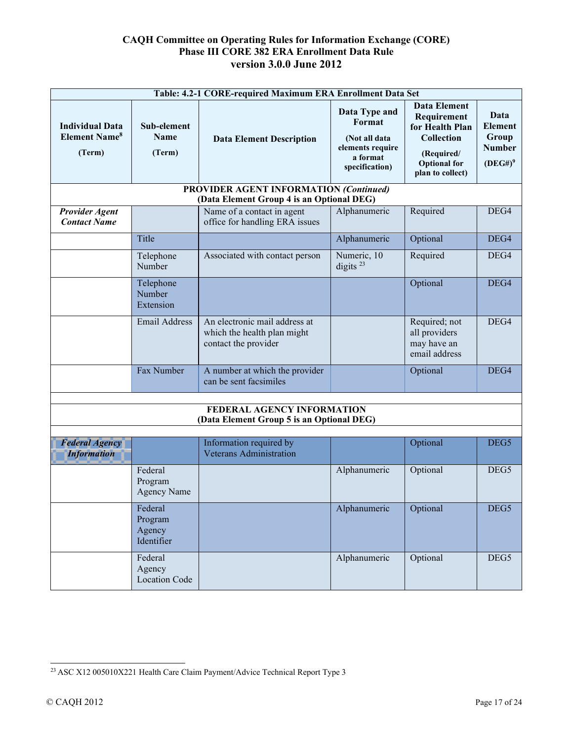| Table: 4.2-1 CORE-required Maximum ERA Enrollment Data Set | | | | | |
|---|---|---|---|---|---|
| **Individual Data Element Name[8] (Term)** | **Sub-element Name (Term)** | **Data Element Description** | **Data Type and Format (Not all data elements require a format specification)** | **Data Element Requirement for Health Plan Collection (Required/ Optional for plan to collect)** | **Data Element Group Number (DEG#)[9]** |
| **PROVIDER AGENT INFORMATION *(Continued)* (Data Element Group 4 is an Optional DEG)** | | | | | |
| ***Provider Agent Contact Name*** | | Name of a contact in agent office for handling ERA issues | Alphanumeric | Required | DEG4 |
| | Title | | Alphanumeric | Optional | DEG4 |
| | Telephone Number | Associated with contact person | Numeric, 10 digits [23] | Required | DEG4 |
| | Telephone Number Extension | | | Optional | DEG4 |
| | Email Address | An electronic mail address at which the health plan might contact the provider | | Required; not all providers may have an email address | DEG4 |
| | Fax Number | A number at which the provider can be sent facsimiles | | Optional | DEG4 |
| **FEDERAL AGENCY INFORMATION (Data Element Group 5 is an Optional DEG)** | | | | | |
| ***Federal Agency Information*** | | Information required by Veterans Administration | | Optional | DEG5 |
| | Federal Program Agency Name | | Alphanumeric | Optional | DEG5 |
| | Federal Program Agency Identifier | | Alphanumeric | Optional | DEG5 |
| | Federal Agency Location Code | | Alphanumeric | Optional | DEG5 |

[23] ASC X12 005010X221 Health Care Claim Payment/Advice Technical Report Type 3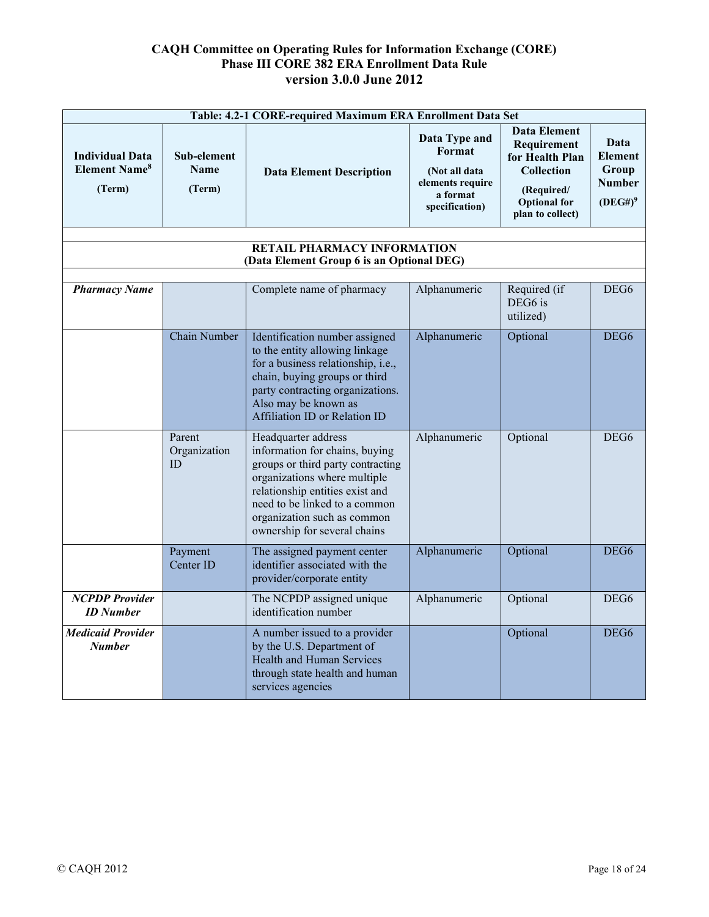| Table: 4.2-1 CORE-required Maximum ERA Enrollment Data Set | | | | | |
|---|---|---|---|---|---|
| **Individual Data Element Name[8] (Term)** | **Sub-element Name (Term)** | **Data Element Description** | **Data Type and Format (Not all data elements require a format specification)** | **Data Element Requirement for Health Plan Collection (Required/ Optional for plan to collect)** | **Data Element Group Number (DEG#)[9]** |
| | | | | | |
| **RETAIL PHARMACY INFORMATION (Data Element Group 6 is an Optional DEG)** | | | | | |
| | | | | | |
| ***Pharmacy Name*** | | Complete name of pharmacy | Alphanumeric | Required (if DEG6 is utilized) | DEG6 |
| | Chain Number | Identification number assigned to the entity allowing linkage for a business relationship, i.e., chain, buying groups or third party contracting organizations. Also may be known as Affiliation ID or Relation ID | Alphanumeric | Optional | DEG6 |
| | Parent Organization ID | Headquarter address information for chains, buying groups or third party contracting organizations where multiple relationship entities exist and need to be linked to a common organization such as common ownership for several chains | Alphanumeric | Optional | DEG6 |
| | Payment Center ID | The assigned payment center identifier associated with the provider/corporate entity | Alphanumeric | Optional | DEG6 |
| ***NCPDP Provider ID Number*** | | The NCPDP assigned unique identification number | Alphanumeric | Optional | DEG6 |
| ***Medicaid Provider Number*** | | A number issued to a provider by the U.S. Department of Health and Human Services through state health and human services agencies | | Optional | DEG6 |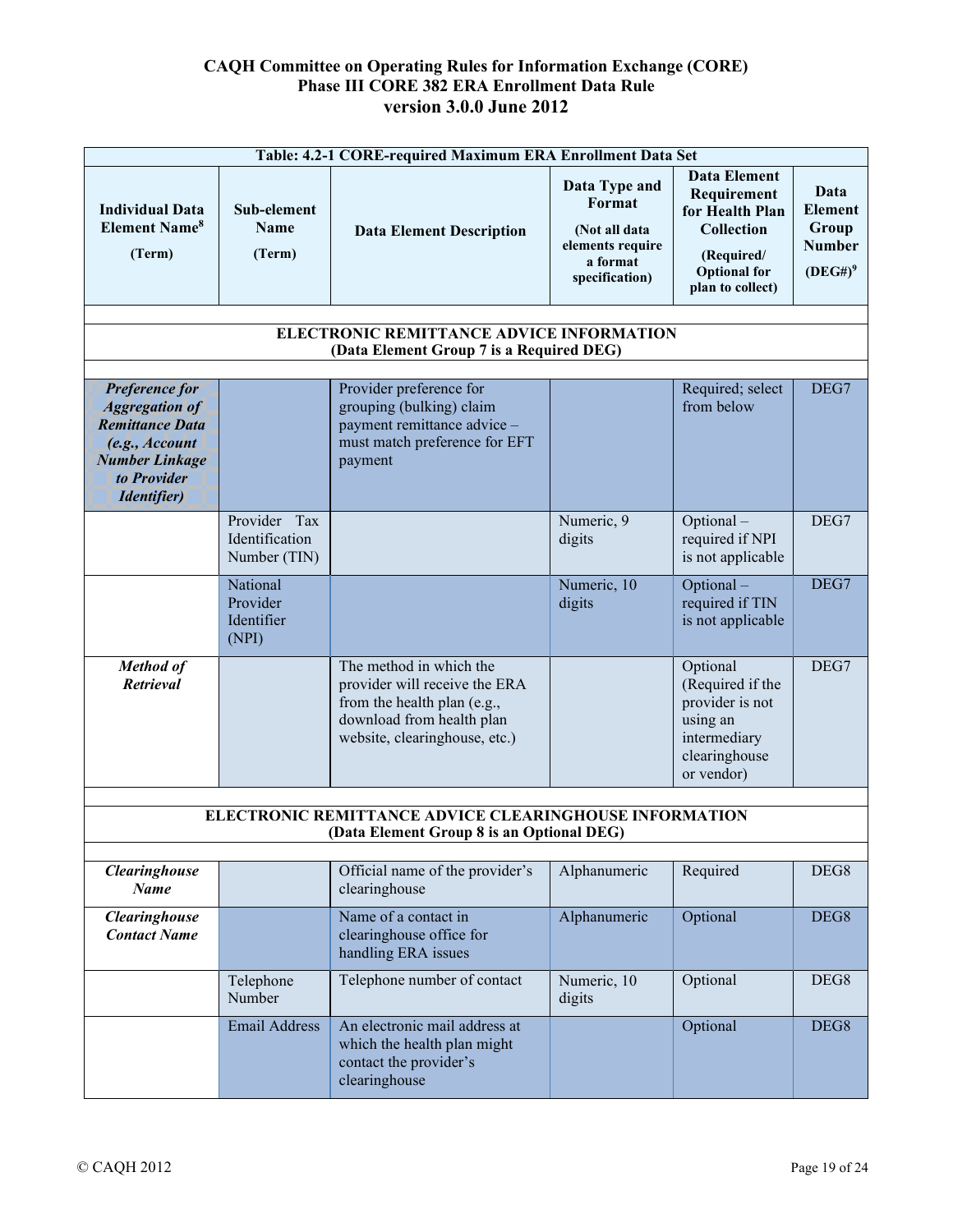| Table: 4.2-1 CORE-required Maximum ERA Enrollment Data Set | | | | | |
|---|---|---|---|---|---|
| **Individual Data Element Name[8] (Term)** | **Sub-element Name (Term)** | **Data Element Description** | **Data Type and Format (Not all data elements require a format specification)** | **Data Element Requirement for Health Plan Collection (Required/ Optional for plan to collect)** | **Data Element Group Number (DEG#)[9]** |
| **ELECTRONIC REMITTANCE ADVICE INFORMATION (Data Element Group 7 is a Required DEG)** | | | | | |
| ***Preference for Aggregation of Remittance Data (e.g., Account Number Linkage to Provider Identifier)*** | | Provider preference for grouping (bulking) claim payment remittance advice – must match preference for EFT payment | | Required; select from below | DEG7 |
| | Provider Tax Identification Number (TIN) | | Numeric, 9 digits | Optional – required if NPI is not applicable | DEG7 |
| | National Provider Identifier (NPI) | | Numeric, 10 digits | Optional – required if TIN is not applicable | DEG7 |
| ***Method of Retrieval*** | | The method in which the provider will receive the ERA from the health plan (e.g., download from health plan website, clearinghouse, etc.) | | Optional (Required if the provider is not using an intermediary clearinghouse or vendor) | DEG7 |
| **ELECTRONIC REMITTANCE ADVICE CLEARINGHOUSE INFORMATION (Data Element Group 8 is an Optional DEG)** | | | | | |
| ***Clearinghouse Name*** | | Official name of the provider's clearinghouse | Alphanumeric | Required | DEG8 |
| ***Clearinghouse Contact Name*** | | Name of a contact in clearinghouse office for handling ERA issues | Alphanumeric | Optional | DEG8 |
| | Telephone Number | Telephone number of contact | Numeric, 10 digits | Optional | DEG8 |
| | Email Address | An electronic mail address at which the health plan might contact the provider's clearinghouse | | Optional | DEG8 |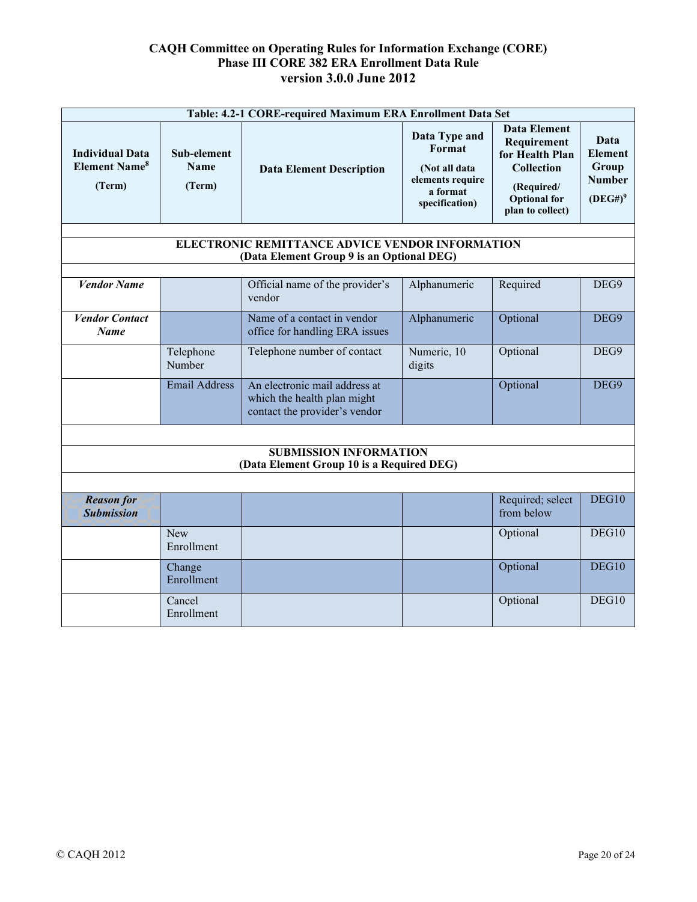| Table: 4.2-1 CORE-required Maximum ERA Enrollment Data Set | | | | | |
|---|---|---|---|---|---|
| **Individual Data Element Name[8] (Term)** | **Sub-element Name (Term)** | **Data Element Description** | **Data Type and Format (Not all data elements require a format specification)** | **Data Element Requirement for Health Plan Collection (Required/ Optional for plan to collect)** | **Data Element Group Number (DEG#)[9]** |
| | | | | | |
| **ELECTRONIC REMITTANCE ADVICE VENDOR INFORMATION (Data Element Group 9 is an Optional DEG)** | | | | | |
| | | | | | |
| ***Vendor Name*** | | Official name of the provider's vendor | Alphanumeric | Required | DEG9 |
| ***Vendor Contact Name*** | | Name of a contact in vendor office for handling ERA issues | Alphanumeric | Optional | DEG9 |
| | Telephone Number | Telephone number of contact | Numeric, 10 digits | Optional | DEG9 |
| | Email Address | An electronic mail address at which the health plan might contact the provider's vendor | | Optional | DEG9 |
| | | | | | |
| **SUBMISSION INFORMATION (Data Element Group 10 is a Required DEG)** | | | | | |
| | | | | | |
| ***Reason for Submission*** | | | | Required; select from below | DEG10 |
| | New Enrollment | | | Optional | DEG10 |
| | Change Enrollment | | | Optional | DEG10 |
| | Cancel Enrollment | | | Optional | DEG10 |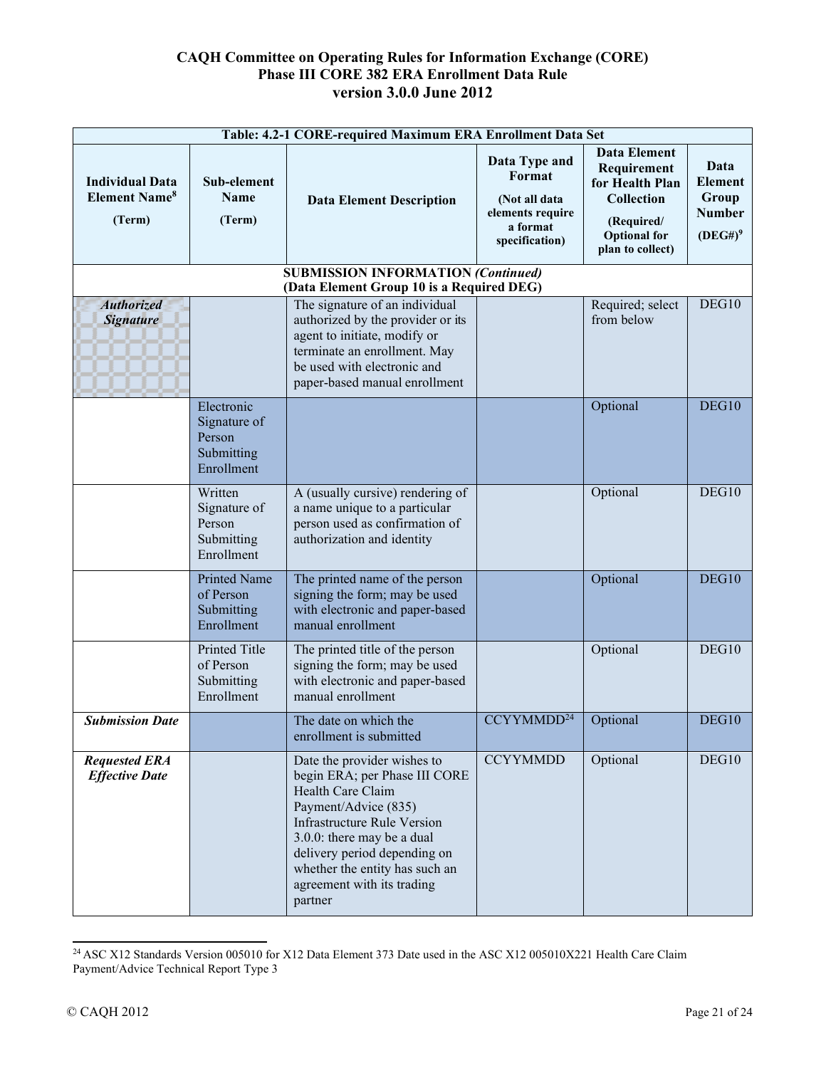**CAQH Committee on Operating Rules for Information Exchange (CORE)**
**Phase III CORE 382 ERA Enrollment Data Rule**
**version 3.0.0 June 2012**

| Table: 4.2-1 CORE-required Maximum ERA Enrollment Data Set | | | | | |
|---|---|---|---|---|---|
| **Individual Data Element Name[8] (Term)** | **Sub-element Name (Term)** | **Data Element Description** | **Data Type and Format (Not all data elements require a format specification)** | **Data Element Requirement for Health Plan Collection (Required/ Optional for plan to collect)** | **Data Element Group Number (DEG#)[9]** |
| **SUBMISSION INFORMATION *(Continued)* (Data Element Group 10 is a Required DEG)** | | | | | |
| ***Authorized Signature*** | | The signature of an individual authorized by the provider or its agent to initiate, modify or terminate an enrollment. May be used with electronic and paper-based manual enrollment | | Required; select from below | DEG10 |
| | Electronic Signature of Person Submitting Enrollment | | | Optional | DEG10 |
| | Written Signature of Person Submitting Enrollment | A (usually cursive) rendering of a name unique to a particular person used as confirmation of authorization and identity | | Optional | DEG10 |
| | Printed Name of Person Submitting Enrollment | The printed name of the person signing the form; may be used with electronic and paper-based manual enrollment | | Optional | DEG10 |
| | Printed Title of Person Submitting Enrollment | The printed title of the person signing the form; may be used with electronic and paper-based manual enrollment | | Optional | DEG10 |
| ***Submission Date*** | | The date on which the enrollment is submitted | CCYYMMDD[24] | Optional | DEG10 |
| ***Requested ERA Effective Date*** | | Date the provider wishes to begin ERA; per Phase III CORE Health Care Claim Payment/Advice (835) Infrastructure Rule Version 3.0.0: there may be a dual delivery period depending on whether the entity has such an agreement with its trading partner | CCYYMMDD | Optional | DEG10 |

[24] ASC X12 Standards Version 005010 for X12 Data Element 373 Date used in the ASC X12 005010X221 Health Care Claim Payment/Advice Technical Report Type 3

© CAQH 2012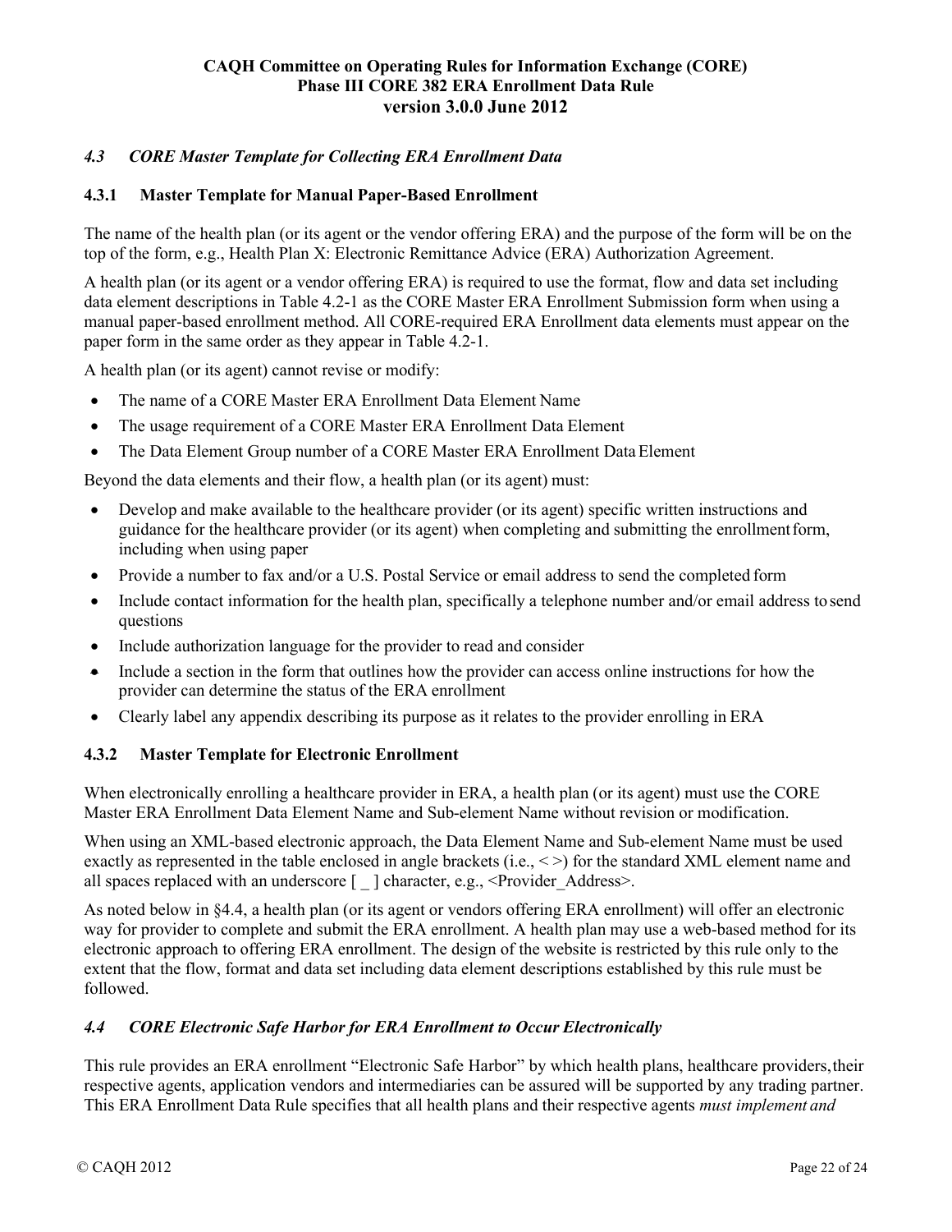### *4.3 CORE Master Template for Collecting ERA Enrollment Data*

#### 4.3.1 Master Template for Manual Paper-Based Enrollment

The name of the health plan (or its agent or the vendor offering ERA) and the purpose of the form will be on the top of the form, e.g., Health Plan X: Electronic Remittance Advice (ERA) Authorization Agreement.

A health plan (or its agent or a vendor offering ERA) is required to use the format, flow and data set including data element descriptions in Table 4.2-1 as the CORE Master ERA Enrollment Submission form when using a manual paper-based enrollment method. All CORE-required ERA Enrollment data elements must appear on the paper form in the same order as they appear in Table 4.2-1.

A health plan (or its agent) cannot revise or modify:

- The name of a CORE Master ERA Enrollment Data Element Name
- The usage requirement of a CORE Master ERA Enrollment Data Element
- The Data Element Group number of a CORE Master ERA Enrollment Data Element

Beyond the data elements and their flow, a health plan (or its agent) must:

- Develop and make available to the healthcare provider (or its agent) specific written instructions and guidance for the healthcare provider (or its agent) when completing and submitting the enrollment form, including when using paper
- Provide a number to fax and/or a U.S. Postal Service or email address to send the completed form
- Include contact information for the health plan, specifically a telephone number and/or email address to send questions
- Include authorization language for the provider to read and consider
- Include a section in the form that outlines how the provider can access online instructions for how the provider can determine the status of the ERA enrollment
- Clearly label any appendix describing its purpose as it relates to the provider enrolling in ERA

#### 4.3.2 Master Template for Electronic Enrollment

When electronically enrolling a healthcare provider in ERA, a health plan (or its agent) must use the CORE Master ERA Enrollment Data Element Name and Sub-element Name without revision or modification.

When using an XML-based electronic approach, the Data Element Name and Sub-element Name must be used exactly as represented in the table enclosed in angle brackets (i.e., < >) for the standard XML element name and all spaces replaced with an underscore [ _ ] character, e.g., <Provider_Address>.

As noted below in §4.4, a health plan (or its agent or vendors offering ERA enrollment) will offer an electronic way for provider to complete and submit the ERA enrollment. A health plan may use a web-based method for its electronic approach to offering ERA enrollment. The design of the website is restricted by this rule only to the extent that the flow, format and data set including data element descriptions established by this rule must be followed.

### *4.4 CORE Electronic Safe Harbor for ERA Enrollment to Occur Electronically*

This rule provides an ERA enrollment "Electronic Safe Harbor" by which health plans, healthcare providers, their respective agents, application vendors and intermediaries can be assured will be supported by any trading partner. This ERA Enrollment Data Rule specifies that all health plans and their respective agents *must implement and*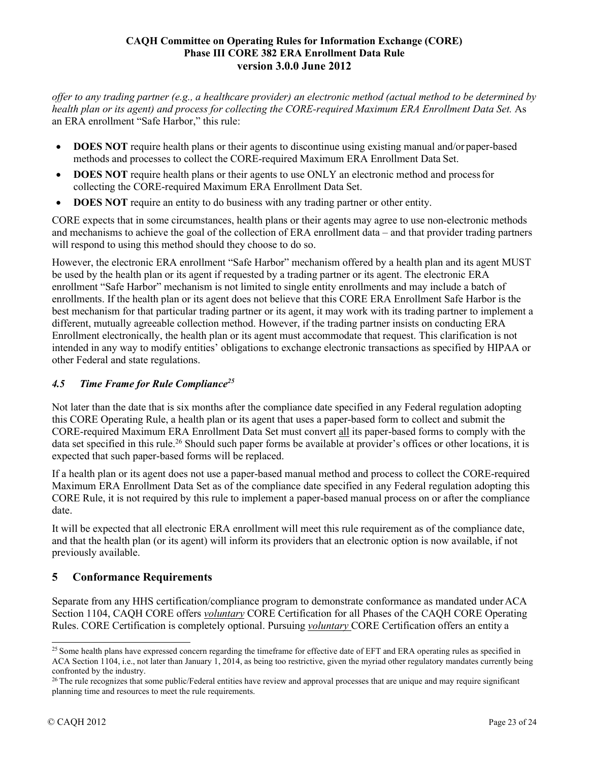*offer to any trading partner (e.g., a healthcare provider) an electronic method (actual method to be determined by health plan or its agent) and process for collecting the CORE-required Maximum ERA Enrollment Data Set.* As an ERA enrollment "Safe Harbor," this rule:

- **DOES NOT** require health plans or their agents to discontinue using existing manual and/or paper-based methods and processes to collect the CORE-required Maximum ERA Enrollment Data Set.
- **DOES NOT** require health plans or their agents to use ONLY an electronic method and process for collecting the CORE-required Maximum ERA Enrollment Data Set.
- **DOES NOT** require an entity to do business with any trading partner or other entity.

CORE expects that in some circumstances, health plans or their agents may agree to use non-electronic methods and mechanisms to achieve the goal of the collection of ERA enrollment data – and that provider trading partners will respond to using this method should they choose to do so.

However, the electronic ERA enrollment "Safe Harbor" mechanism offered by a health plan and its agent MUST be used by the health plan or its agent if requested by a trading partner or its agent. The electronic ERA enrollment "Safe Harbor" mechanism is not limited to single entity enrollments and may include a batch of enrollments. If the health plan or its agent does not believe that this CORE ERA Enrollment Safe Harbor is the best mechanism for that particular trading partner or its agent, it may work with its trading partner to implement a different, mutually agreeable collection method. However, if the trading partner insists on conducting ERA Enrollment electronically, the health plan or its agent must accommodate that request. This clarification is not intended in any way to modify entities' obligations to exchange electronic transactions as specified by HIPAA or other Federal and state regulations.

### *4.5 Time Frame for Rule Compliance*[25]

Not later than the date that is six months after the compliance date specified in any Federal regulation adopting this CORE Operating Rule, a health plan or its agent that uses a paper-based form to collect and submit the CORE-required Maximum ERA Enrollment Data Set must convert all its paper-based forms to comply with the data set specified in this rule.[26] Should such paper forms be available at provider's offices or other locations, it is expected that such paper-based forms will be replaced.

If a health plan or its agent does not use a paper-based manual method and process to collect the CORE-required Maximum ERA Enrollment Data Set as of the compliance date specified in any Federal regulation adopting this CORE Rule, it is not required by this rule to implement a paper-based manual process on or after the compliance date.

It will be expected that all electronic ERA enrollment will meet this rule requirement as of the compliance date, and that the health plan (or its agent) will inform its providers that an electronic option is now available, if not previously available.

## 5 Conformance Requirements

Separate from any HHS certification/compliance program to demonstrate conformance as mandated under ACA Section 1104, CAQH CORE offers ***voluntary*** CORE Certification for all Phases of the CAQH CORE Operating Rules. CORE Certification is completely optional. Pursuing ***voluntary*** CORE Certification offers an entity a

---

[25] Some health plans have expressed concern regarding the timeframe for effective date of EFT and ERA operating rules as specified in ACA Section 1104, i.e., not later than January 1, 2014, as being too restrictive, given the myriad other regulatory mandates currently being confronted by the industry.

[26] The rule recognizes that some public/Federal entities have review and approval processes that are unique and may require significant planning time and resources to meet the rule requirements.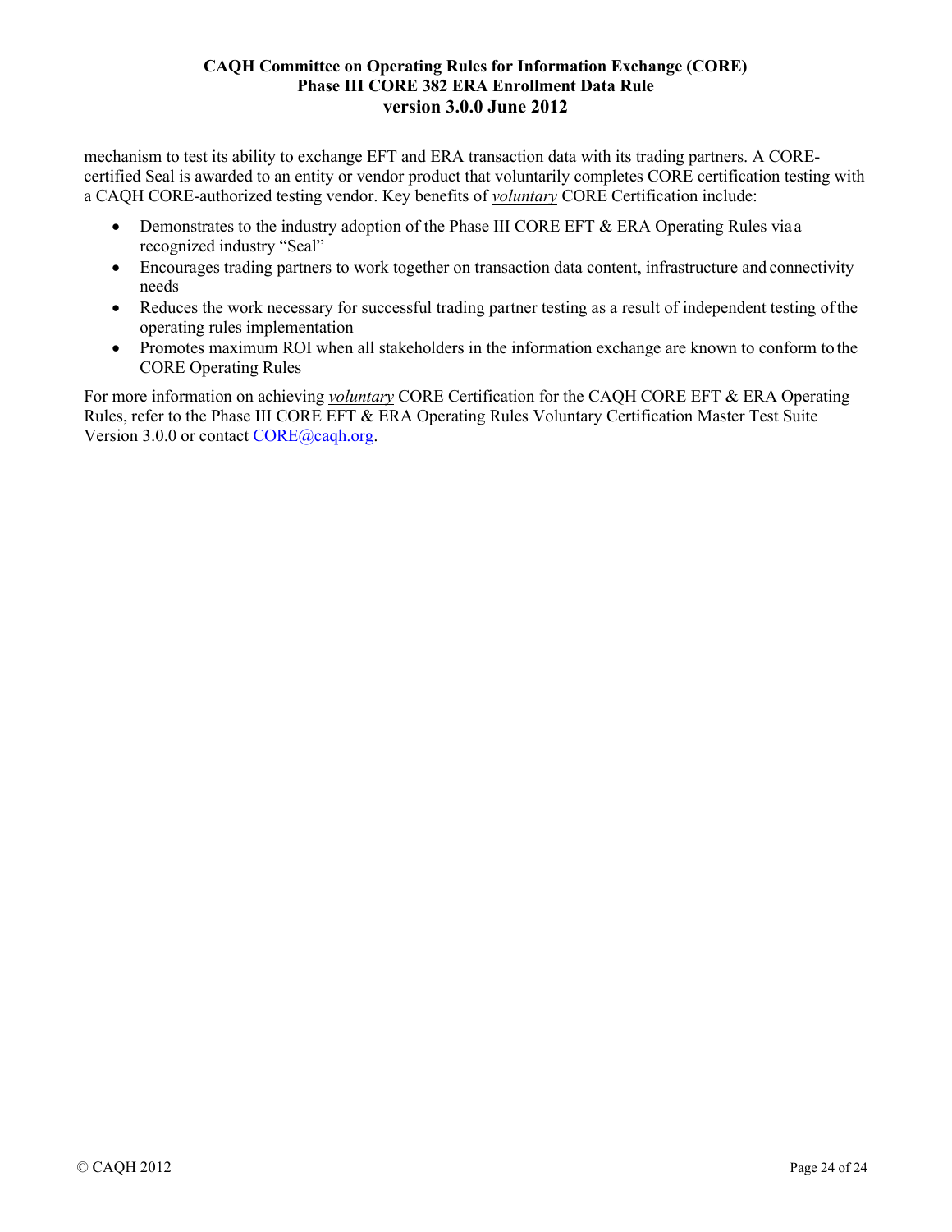mechanism to test its ability to exchange EFT and ERA transaction data with its trading partners. A CORE-certified Seal is awarded to an entity or vendor product that voluntarily completes CORE certification testing with a CAQH CORE-authorized testing vendor. Key benefits of ***voluntary*** CORE Certification include:

- Demonstrates to the industry adoption of the Phase III CORE EFT & ERA Operating Rules via a recognized industry "Seal"
- Encourages trading partners to work together on transaction data content, infrastructure and connectivity needs
- Reduces the work necessary for successful trading partner testing as a result of independent testing of the operating rules implementation
- Promotes maximum ROI when all stakeholders in the information exchange are known to conform to the CORE Operating Rules

For more information on achieving ***voluntary*** CORE Certification for the CAQH CORE EFT & ERA Operating Rules, refer to the Phase III CORE EFT & ERA Operating Rules Voluntary Certification Master Test Suite Version 3.0.0 or contact CORE@caqh.org.